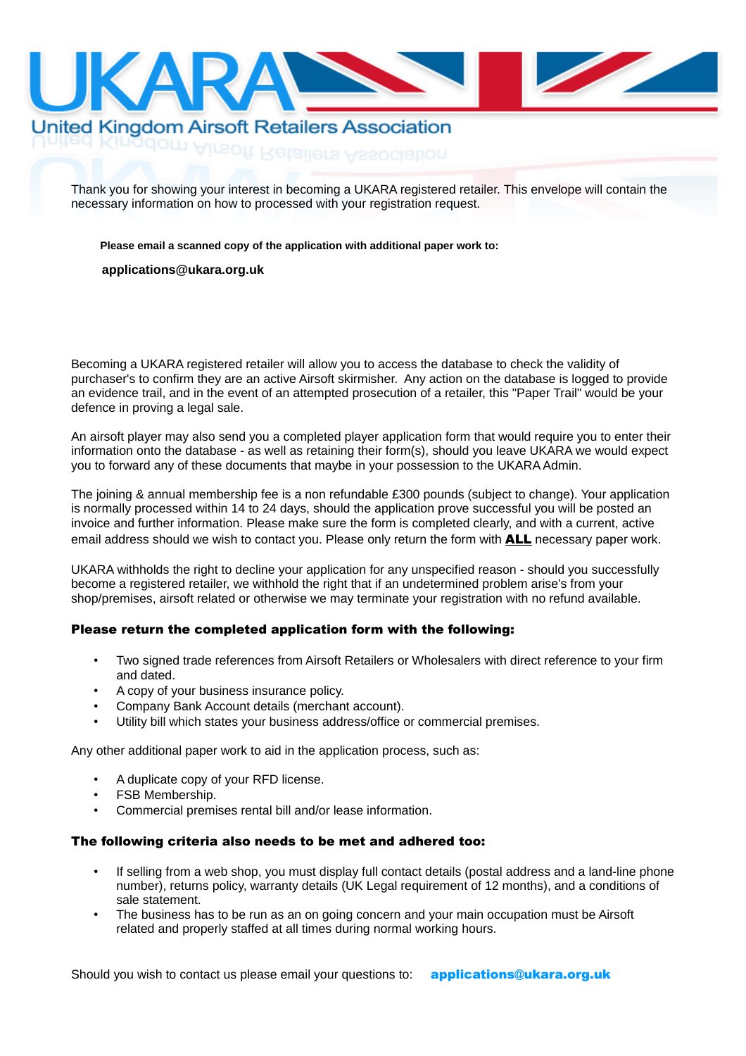# UKARA

## United Kingdom Airsoft Retailers Association

Thank you for showing your interest in becoming a UKARA registered retailer. This envelope will contain the necessary information on how to processed with your registration request.

**Please email a scanned copy of the application with additional paper work to:**

**applications@ukara.org.uk**

Becoming a UKARA registered retailer will allow you to access the database to check the validity of purchaser's to confirm they are an active Airsoft skirmisher. Any action on the database is logged to provide an evidence trail, and in the event of an attempted prosecution of a retailer, this "Paper Trail" would be your defence in proving a legal sale.

An airsoft player may also send you a completed player application form that would require you to enter their information onto the database - as well as retaining their form(s), should you leave UKARA we would expect you to forward any of these documents that maybe in your possession to the UKARA Admin.

The joining & annual membership fee is a non refundable £300 pounds (subject to change). Your application is normally processed within 14 to 24 days, should the application prove successful you will be posted an invoice and further information. Please make sure the form is completed clearly, and with a current, active email address should we wish to contact you. Please only return the form with **ALL** necessary paper work.

UKARA withholds the right to decline your application for any unspecified reason - should you successfully become a registered retailer, we withhold the right that if an undetermined problem arise's from your shop/premises, airsoft related or otherwise we may terminate your registration with no refund available.

**Please return the completed application form with the following:**

- Two signed trade references from Airsoft Retailers or Wholesalers with direct reference to your firm and dated.
- A copy of your business insurance policy.
- Company Bank Account details (merchant account).
- Utility bill which states your business address/office or commercial premises.

Any other additional paper work to aid in the application process, such as:

- A duplicate copy of your RFD license.
- FSB Membership.
- Commercial premises rental bill and/or lease information.

**The following criteria also needs to be met and adhered too:**

- If selling from a web shop, you must display full contact details (postal address and a land-line phone number), returns policy, warranty details (UK Legal requirement of 12 months), and a conditions of sale statement.
- The business has to be run as an on going concern and your main occupation must be Airsoft related and properly staffed at all times during normal working hours.

Should you wish to contact us please email your questions to: **applications@ukara.org.uk**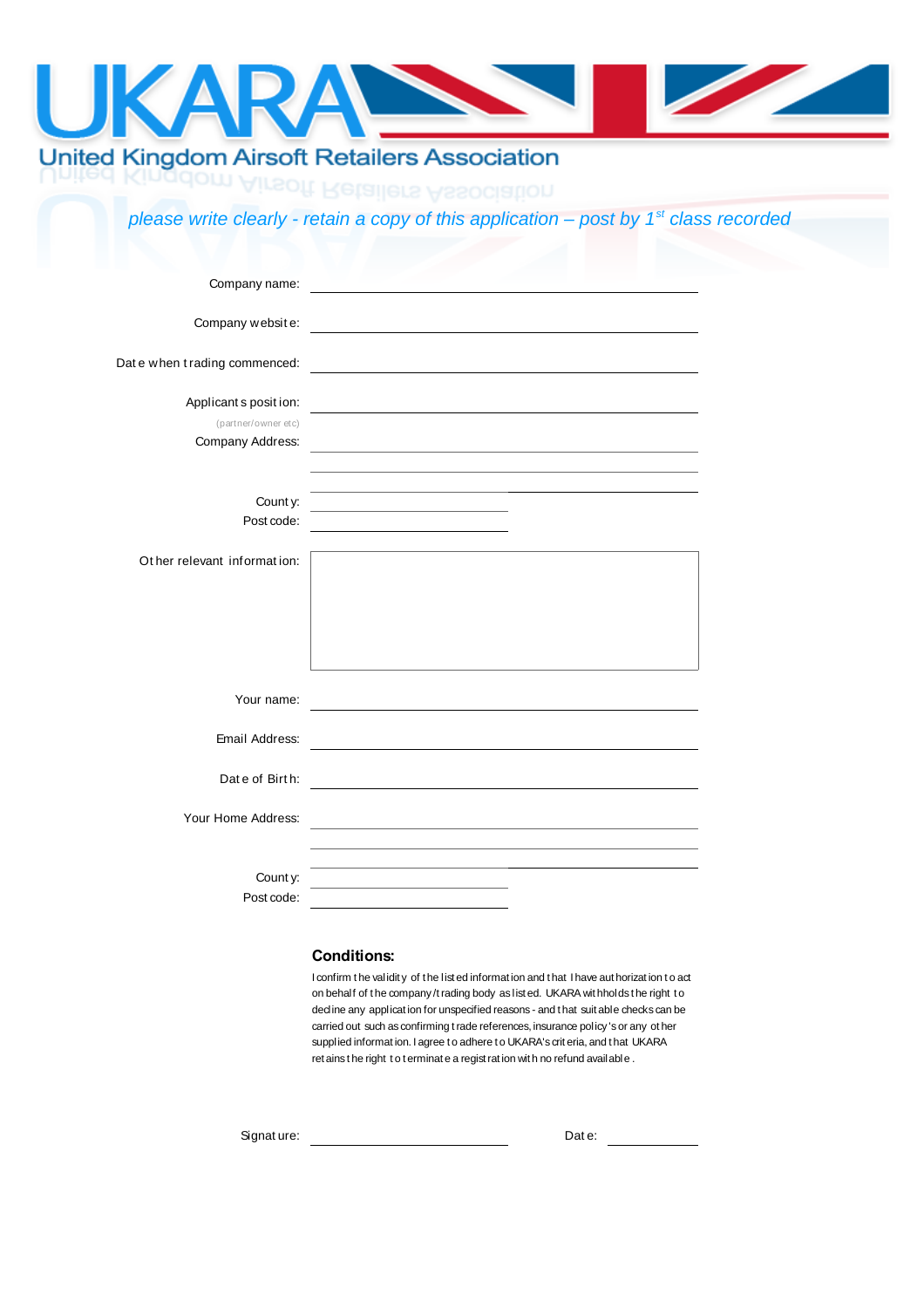UKARA

United Kingdom Airsoft Retailers Association

*please write clearly - retain a copy of this application – post by 1st class recorded*

Company name: \_\_\_\_\_\_\_\_\_\_\_\_\_\_\_\_\_\_\_\_\_\_\_\_\_\_\_\_\_\_\_\_

Company website: \_\_\_\_\_\_\_\_\_\_\_\_\_\_\_\_\_\_\_\_\_\_\_\_\_\_\_\_\_\_\_\_

Date when trading commenced: \_\_\_\_\_\_\_\_\_\_\_\_\_\_\_\_\_\_\_\_\_\_\_\_\_\_\_\_\_\_\_\_

Applicants position: \_\_\_\_\_\_\_\_\_\_\_\_\_\_\_\_\_\_\_\_\_\_\_\_\_\_\_\_\_\_\_\_
(partner/owner etc)

Company Address: \_\_\_\_\_\_\_\_\_\_\_\_\_\_\_\_\_\_\_\_\_\_\_\_\_\_\_\_\_\_\_\_

County: \_\_\_\_\_\_\_\_\_\_\_\_\_\_\_\_

Post code: \_\_\_\_\_\_\_\_\_\_\_\_\_\_\_\_

Other relevant information:

Your name: \_\_\_\_\_\_\_\_\_\_\_\_\_\_\_\_\_\_\_\_\_\_\_\_\_\_\_\_\_\_\_\_

Email Address: \_\_\_\_\_\_\_\_\_\_\_\_\_\_\_\_\_\_\_\_\_\_\_\_\_\_\_\_\_\_\_\_

Date of Birth: \_\_\_\_\_\_\_\_\_\_\_\_\_\_\_\_\_\_\_\_\_\_\_\_\_\_\_\_\_\_\_\_

Your Home Address: \_\_\_\_\_\_\_\_\_\_\_\_\_\_\_\_\_\_\_\_\_\_\_\_\_\_\_\_\_\_\_\_

County: \_\_\_\_\_\_\_\_\_\_\_\_\_\_\_\_

Post code: \_\_\_\_\_\_\_\_\_\_\_\_\_\_\_\_

## Conditions:

I confirm the validity of the listed information and that I have authorization to act on behalf of the company/trading body as listed. UKARA withholds the right to decline any application for unspecified reasons - and that suitable checks can be carried out such as confirming trade references, insurance policy's or any other supplied information. I agree to adhere to UKARA's criteria, and that UKARA retains the right to terminate a registration with no refund available.

Signature: \_\_\_\_\_\_\_\_\_\_\_\_\_\_\_\_ Date: \_\_\_\_\_\_\_\_